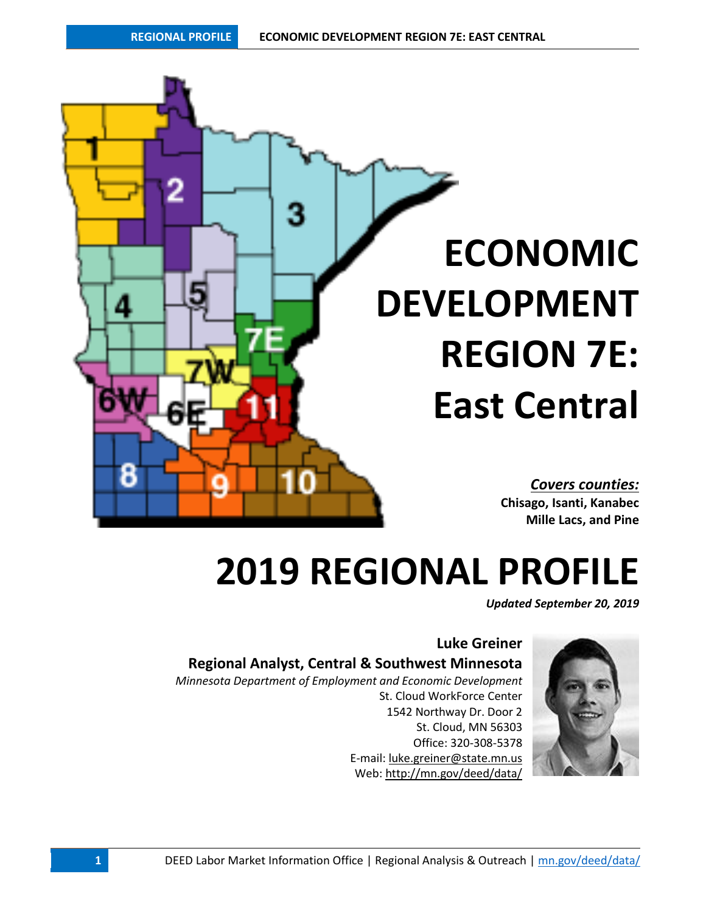# ECONOMIC DEVELOPMENT REGION 7E: East Central

***Covers counties:***
**Chisago, Isanti, Kanabec Mille Lacs, and Pine**

# 2019 REGIONAL PROFILE

***Updated September 20, 2019***

**Luke Greiner**
**Regional Analyst, Central & Southwest Minnesota**
*Minnesota Department of Employment and Economic Development*
St. Cloud WorkForce Center
1542 Northway Dr. Door 2
St. Cloud, MN 56303
Office: 320-308-5378
E-mail: luke.greiner@state.mn.us
Web: http://mn.gov/deed/data/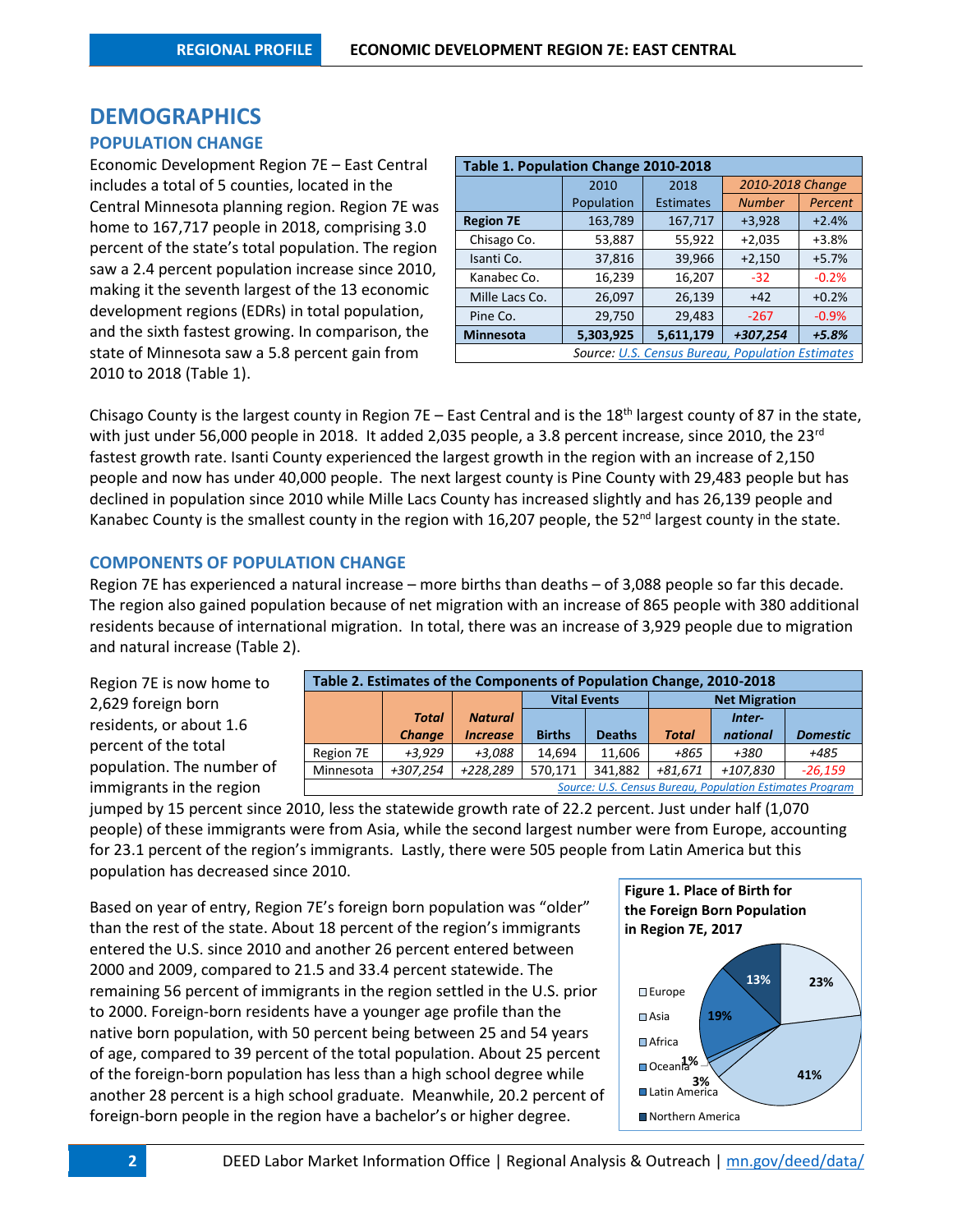# DEMOGRAPHICS

## POPULATION CHANGE

Economic Development Region 7E – East Central includes a total of 5 counties, located in the Central Minnesota planning region. Region 7E was home to 167,717 people in 2018, comprising 3.0 percent of the state's total population. The region saw a 2.4 percent population increase since 2010, making it the seventh largest of the 13 economic development regions (EDRs) in total population, and the sixth fastest growing. In comparison, the state of Minnesota saw a 5.8 percent gain from 2010 to 2018 (Table 1).

| Table 1. Population Change 2010-2018 | | | | |
|---|---|---|---|---|
| | 2010 Population | 2018 Estimates | *2010-2018 Change* | |
| | | | *Number* | *Percent* |
| **Region 7E** | 163,789 | 167,717 | +3,928 | +2.4% |
| Chisago Co. | 53,887 | 55,922 | +2,035 | +3.8% |
| Isanti Co. | 37,816 | 39,966 | +2,150 | +5.7% |
| Kanabec Co. | 16,239 | 16,207 | -32 | -0.2% |
| Mille Lacs Co. | 26,097 | 26,139 | +42 | +0.2% |
| Pine Co. | 29,750 | 29,483 | -267 | -0.9% |
| **Minnesota** | **5,303,925** | **5,611,179** | ***+307,254*** | ***+5.8%*** |

*Source: U.S. Census Bureau, Population Estimates*

Chisago County is the largest county in Region 7E – East Central and is the 18th largest county of 87 in the state, with just under 56,000 people in 2018. It added 2,035 people, a 3.8 percent increase, since 2010, the 23rd fastest growth rate. Isanti County experienced the largest growth in the region with an increase of 2,150 people and now has under 40,000 people. The next largest county is Pine County with 29,483 people but has declined in population since 2010 while Mille Lacs County has increased slightly and has 26,139 people and Kanabec County is the smallest county in the region with 16,207 people, the 52nd largest county in the state.

## COMPONENTS OF POPULATION CHANGE

Region 7E has experienced a natural increase – more births than deaths – of 3,088 people so far this decade. The region also gained population because of net migration with an increase of 865 people with 380 additional residents because of international migration. In total, there was an increase of 3,929 people due to migration and natural increase (Table 2).

| Table 2. Estimates of the Components of Population Change, 2010-2018 | | | | | | | |
|---|---|---|---|---|---|---|---|
| | | | Vital Events | | Net Migration | | |
| | *Total Change* | *Natural Increase* | Births | Deaths | *Total* | *Inter-national* | *Domestic* |
| Region 7E | *+3,929* | *+3,088* | 14,694 | 11,606 | *+865* | *+380* | *+485* |
| Minnesota | *+307,254* | *+228,289* | 570,171 | 341,882 | *+81,671* | *+107,830* | *-26,159* |

*Source: U.S. Census Bureau, Population Estimates Program*

Region 7E is now home to 2,629 foreign born residents, or about 1.6 percent of the total population. The number of immigrants in the region jumped by 15 percent since 2010, less the statewide growth rate of 22.2 percent. Just under half (1,070 people) of these immigrants were from Asia, while the second largest number were from Europe, accounting for 23.1 percent of the region's immigrants. Lastly, there were 505 people from Latin America but this population has decreased since 2010.

Based on year of entry, Region 7E's foreign born population was "older" than the rest of the state. About 18 percent of the region's immigrants entered the U.S. since 2010 and another 26 percent entered between 2000 and 2009, compared to 21.5 and 33.4 percent statewide. The remaining 56 percent of immigrants in the region settled in the U.S. prior to 2000. Foreign-born residents have a younger age profile than the native born population, with 50 percent being between 25 and 54 years of age, compared to 39 percent of the total population. About 25 percent of the foreign-born population has less than a high school degree while another 28 percent is a high school graduate. Meanwhile, 20.2 percent of foreign-born people in the region have a bachelor's or higher degree.

**Figure 1. Place of Birth for the Foreign Born Population in Region 7E, 2017**

| Place of Birth | Percent |
|---|---|
| Europe | 23% |
| Asia | 41% |
| Africa | 3% |
| Oceania | 1% |
| Latin America | 19% |
| Northern America | 13% |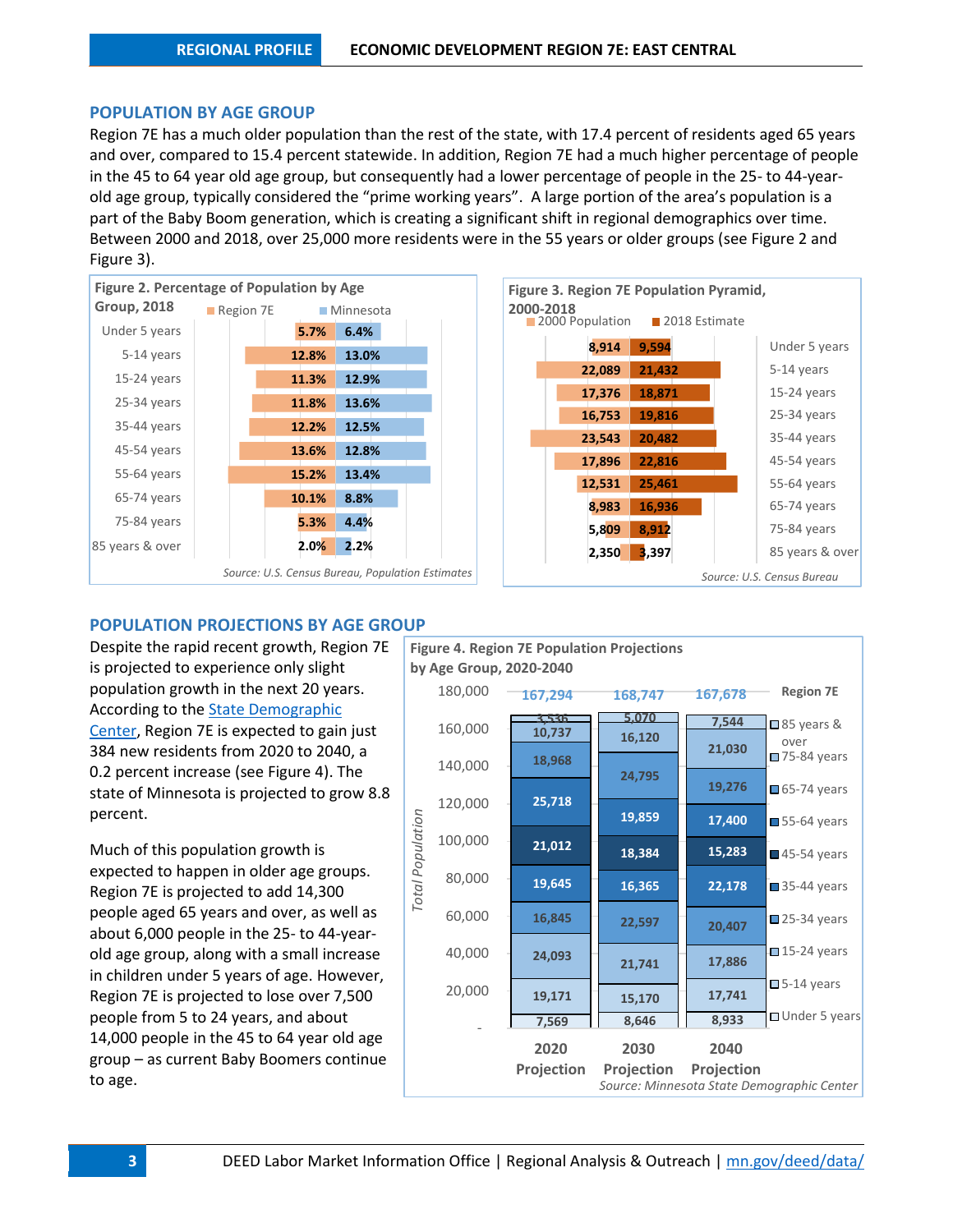## POPULATION BY AGE GROUP

Region 7E has a much older population than the rest of the state, with 17.4 percent of residents aged 65 years and over, compared to 15.4 percent statewide. In addition, Region 7E had a much higher percentage of people in the 45 to 64 year old age group, but consequently had a lower percentage of people in the 25- to 44-year-old age group, typically considered the "prime working years". A large portion of the area's population is a part of the Baby Boom generation, which is creating a significant shift in regional demographics over time. Between 2000 and 2018, over 25,000 more residents were in the 55 years or older groups (see Figure 2 and Figure 3).

**Figure 2. Percentage of Population by Age Group, 2018**

| Age Group | Region 7E | Minnesota |
|---|---|---|
| Under 5 years | 5.7% | 6.4% |
| 5-14 years | 12.8% | 13.0% |
| 15-24 years | 11.3% | 12.9% |
| 25-34 years | 11.8% | 13.6% |
| 35-44 years | 12.2% | 12.5% |
| 45-54 years | 13.6% | 12.8% |
| 55-64 years | 15.2% | 13.4% |
| 65-74 years | 10.1% | 8.8% |
| 75-84 years | 5.3% | 4.4% |
| 85 years & over | 2.0% | 2.2% |

*Source: U.S. Census Bureau, Population Estimates*

**Figure 3. Region 7E Population Pyramid, 2000-2018**

| Age Group | 2000 Population | 2018 Estimate |
|---|---|---|
| Under 5 years | 8,914 | 9,594 |
| 5-14 years | 22,089 | 21,432 |
| 15-24 years | 17,376 | 18,871 |
| 25-34 years | 16,753 | 19,816 |
| 35-44 years | 23,543 | 20,482 |
| 45-54 years | 17,896 | 22,816 |
| 55-64 years | 12,531 | 25,461 |
| 65-74 years | 8,983 | 16,936 |
| 75-84 years | 5,809 | 8,912 |
| 85 years & over | 2,350 | 3,397 |

*Source: U.S. Census Bureau*

## POPULATION PROJECTIONS BY AGE GROUP

Despite the rapid recent growth, Region 7E is projected to experience only slight population growth in the next 20 years. According to the State Demographic Center, Region 7E is expected to gain just 384 new residents from 2020 to 2040, a 0.2 percent increase (see Figure 4). The state of Minnesota is projected to grow 8.8 percent.

Much of this population growth is expected to happen in older age groups. Region 7E is projected to add 14,300 people aged 65 years and over, as well as about 6,000 people in the 25- to 44-year-old age group, along with a small increase in children under 5 years of age. However, Region 7E is projected to lose over 7,500 people from 5 to 24 years, and about 14,000 people in the 45 to 64 year old age group – as current Baby Boomers continue to age.

**Figure 4. Region 7E Population Projections by Age Group, 2020-2040**

| Age Group | 2020 Projection | 2030 Projection | 2040 Projection |
|---|---|---|---|
| Under 5 years | 7,569 | 8,646 | 8,933 |
| 5-14 years | 19,171 | 15,170 | 17,741 |
| 15-24 years | 24,093 | 21,741 | 17,886 |
| 25-34 years | 16,845 | 22,597 | 20,407 |
| 35-44 years | 19,645 | 16,365 | 22,178 |
| 45-54 years | 21,012 | 18,384 | 15,283 |
| 55-64 years | 25,718 | 19,859 | 17,400 |
| 65-74 years | 18,968 | 24,795 | 19,276 |
| 75-84 years | 10,737 | 16,120 | 21,030 |
| 85 years & over | 3,536 | 5,070 | 7,544 |
| Total | 167,294 | 168,747 | 167,678 |

*Source: Minnesota State Demographic Center*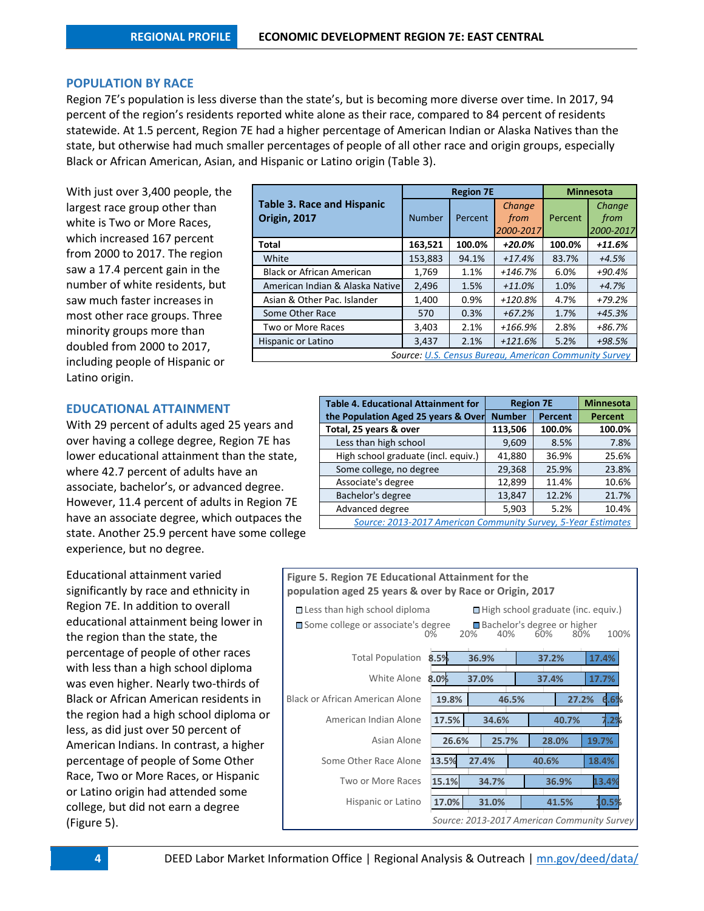## POPULATION BY RACE

Region 7E's population is less diverse than the state's, but is becoming more diverse over time. In 2017, 94 percent of the region's residents reported white alone as their race, compared to 84 percent of residents statewide. At 1.5 percent, Region 7E had a higher percentage of American Indian or Alaska Natives than the state, but otherwise had much smaller percentages of people of all other race and origin groups, especially Black or African American, Asian, and Hispanic or Latino origin (Table 3).

With just over 3,400 people, the largest race group other than white is Two or More Races, which increased 167 percent from 2000 to 2017. The region saw a 17.4 percent gain in the number of white residents, but saw much faster increases in most other race groups. Three minority groups more than doubled from 2000 to 2017, including people of Hispanic or Latino origin.

| Table 3. Race and Hispanic Origin, 2017 | Region 7E | | | Minnesota | |
|---|---|---|---|---|---|
| | Number | Percent | *Change from 2000-2017* | Percent | *Change from 2000-2017* |
| **Total** | **163,521** | **100.0%** | ***+20.0%*** | **100.0%** | ***+11.6%*** |
| White | 153,883 | 94.1% | *+17.4%* | 83.7% | *+4.5%* |
| Black or African American | 1,769 | 1.1% | *+146.7%* | 6.0% | *+90.4%* |
| American Indian & Alaska Native | 2,496 | 1.5% | *+11.0%* | 1.0% | *+4.7%* |
| Asian & Other Pac. Islander | 1,400 | 0.9% | *+120.8%* | 4.7% | *+79.2%* |
| Some Other Race | 570 | 0.3% | *+67.2%* | 1.7% | *+45.3%* |
| Two or More Races | 3,403 | 2.1% | *+166.9%* | 2.8% | *+86.7%* |
| Hispanic or Latino | 3,437 | 2.1% | *+121.6%* | 5.2% | *+98.5%* |

*Source: U.S. Census Bureau, American Community Survey*

## EDUCATIONAL ATTAINMENT

With 29 percent of adults aged 25 years and over having a college degree, Region 7E has lower educational attainment than the state, where 42.7 percent of adults have an associate, bachelor's, or advanced degree. However, 11.4 percent of adults in Region 7E have an associate degree, which outpaces the state. Another 25.9 percent have some college experience, but no degree.

| Table 4. Educational Attainment for the Population Aged 25 years & Over | Region 7E | | Minnesota |
|---|---|---|---|
| | **Number** | **Percent** | **Percent** |
| **Total, 25 years & over** | **113,506** | **100.0%** | **100.0%** |
| Less than high school | 9,609 | 8.5% | 7.8% |
| High school graduate (incl. equiv.) | 41,880 | 36.9% | 25.6% |
| Some college, no degree | 29,368 | 25.9% | 23.8% |
| Associate's degree | 12,899 | 11.4% | 10.6% |
| Bachelor's degree | 13,847 | 12.2% | 21.7% |
| Advanced degree | 5,903 | 5.2% | 10.4% |

*Source: 2013-2017 American Community Survey, 5-Year Estimates*

Educational attainment varied significantly by race and ethnicity in Region 7E. In addition to overall educational attainment being lower in the region than the state, the percentage of people of other races with less than a high school diploma was even higher. Nearly two-thirds of Black or African American residents in the region had a high school diploma or less, as did just over 50 percent of American Indians. In contrast, a higher percentage of people of Some Other Race, Two or More Races, or Hispanic or Latino origin had attended some college, but did not earn a degree (Figure 5).

**Figure 5. Region 7E Educational Attainment for the population aged 25 years & over by Race or Origin, 2017**

| | Less than high school diploma | High school graduate (inc. equiv.) | Some college or associate's degree | Bachelor's degree or higher |
|---|---|---|---|---|
| Total Population | 8.5% | 36.9% | 37.2% | 17.4% |
| White Alone | 8.0% | 37.0% | 37.4% | 17.7% |
| Black or African American Alone | 19.8% | 46.5% | 27.2% | 6.6% |
| American Indian Alone | 17.5% | 34.6% | 40.7% | 7.2% |
| Asian Alone | 26.6% | 25.7% | 28.0% | 19.7% |
| Some Other Race Alone | 13.5% | 27.4% | 40.6% | 18.4% |
| Two or More Races | 15.1% | 34.7% | 36.9% | 13.4% |
| Hispanic or Latino | 17.0% | 31.0% | 41.5% | 10.5% |

*Source: 2013-2017 American Community Survey*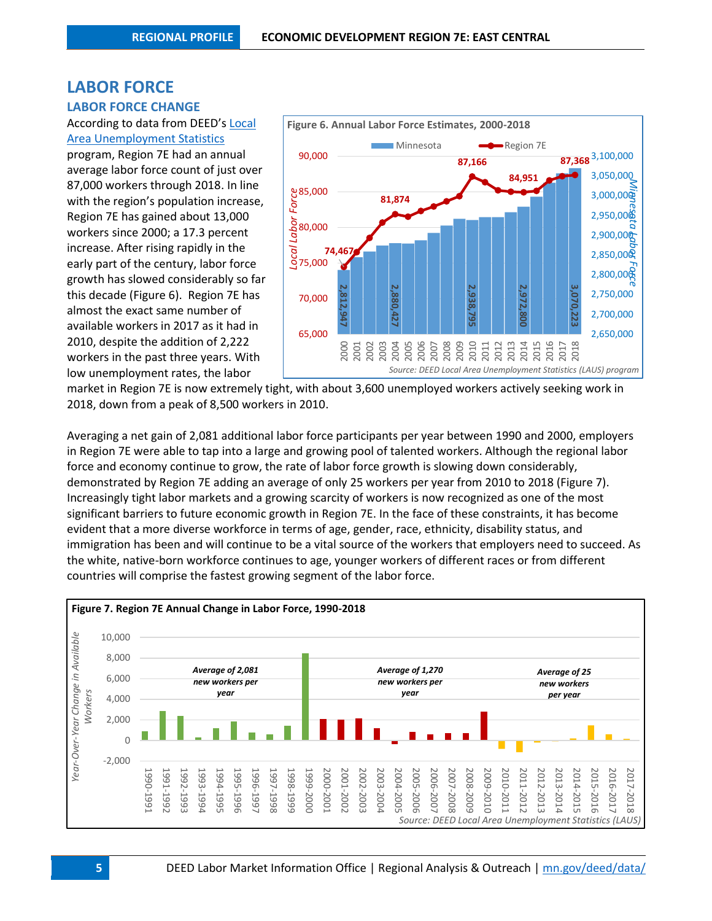## LABOR FORCE

### LABOR FORCE CHANGE

According to data from DEED's Local Area Unemployment Statistics program, Region 7E had an annual average labor force count of just over 87,000 workers through 2018. In line with the region's population increase, Region 7E has gained about 13,000 workers since 2000; a 17.3 percent increase. After rising rapidly in the early part of the century, labor force growth has slowed considerably so far this decade (Figure 6). Region 7E has almost the exact same number of available workers in 2017 as it had in 2010, despite the addition of 2,222 workers in the past three years. With low unemployment rates, the labor market in Region 7E is now extremely tight, with about 3,600 unemployed workers actively seeking work in 2018, down from a peak of 8,500 workers in 2010.

**Figure 6. Annual Labor Force Estimates, 2000-2018**

Source: DEED Local Area Unemployment Statistics (LAUS) program

Averaging a net gain of 2,081 additional labor force participants per year between 1990 and 2000, employers in Region 7E were able to tap into a large and growing pool of talented workers. Although the regional labor force and economy continue to grow, the rate of labor force growth is slowing down considerably, demonstrated by Region 7E adding an average of only 25 workers per year from 2010 to 2018 (Figure 7). Increasingly tight labor markets and a growing scarcity of workers is now recognized as one of the most significant barriers to future economic growth in Region 7E. In the face of these constraints, it has become evident that a more diverse workforce in terms of age, gender, race, ethnicity, disability status, and immigration has been and will continue to be a vital source of the workers that employers need to succeed. As the white, native-born workforce continues to age, younger workers of different races or from different countries will comprise the fastest growing segment of the labor force.

**Figure 7. Region 7E Annual Change in Labor Force, 1990-2018**

Source: DEED Local Area Unemployment Statistics (LAUS)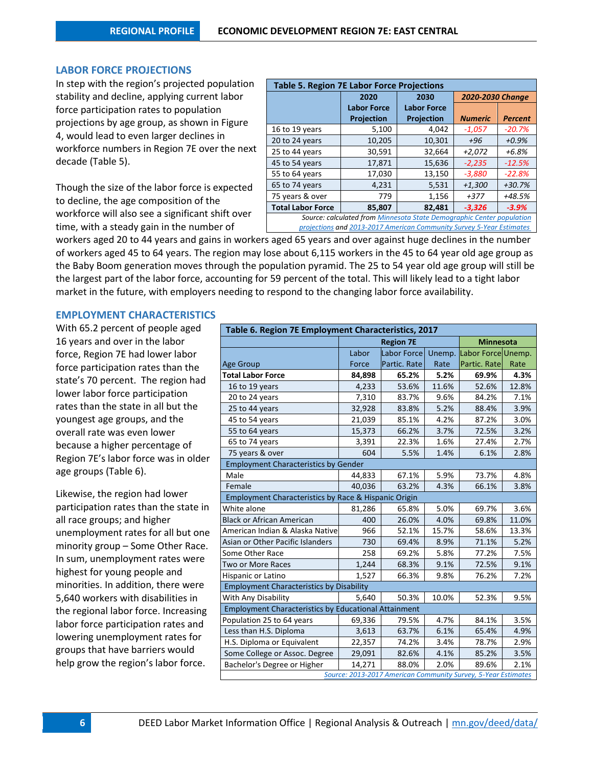## LABOR FORCE PROJECTIONS

In step with the region's projected population stability and decline, applying current labor force participation rates to population projections by age group, as shown in Figure 4, would lead to even larger declines in workforce numbers in Region 7E over the next decade (Table 5).

| Table 5. Region 7E Labor Force Projections | | | | |
|---|---|---|---|---|
| | 2020 Labor Force Projection | 2030 Labor Force Projection | *2020-2030 Change* | |
| | | | ***Numeric*** | ***Percent*** |
| 16 to 19 years | 5,100 | 4,042 | *-1,057* | *-20.7%* |
| 20 to 24 years | 10,205 | 10,301 | *+96* | *+0.9%* |
| 25 to 44 years | 30,591 | 32,664 | *+2,072* | *+6.8%* |
| 45 to 54 years | 17,871 | 15,636 | *-2,235* | *-12.5%* |
| 55 to 64 years | 17,030 | 13,150 | *-3,880* | *-22.8%* |
| 65 to 74 years | 4,231 | 5,531 | *+1,300* | *+30.7%* |
| 75 years & over | 779 | 1,156 | *+377* | *+48.5%* |
| **Total Labor Force** | **85,807** | **82,481** | ***-3,326*** | ***-3.9%*** |

*Source: calculated from Minnesota State Demographic Center population projections and 2013-2017 American Community Survey 5-Year Estimates*

Though the size of the labor force is expected to decline, the age composition of the workforce will also see a significant shift over time, with a steady gain in the number of workers aged 20 to 44 years and gains in workers aged 65 years and over against huge declines in the number of workers aged 45 to 64 years. The region may lose about 6,115 workers in the 45 to 64 year old age group as the Baby Boom generation moves through the population pyramid. The 25 to 54 year old age group will still be the largest part of the labor force, accounting for 59 percent of the total. This will likely lead to a tight labor market in the future, with employers needing to respond to the changing labor force availability.

## EMPLOYMENT CHARACTERISTICS

With 65.2 percent of people aged 16 years and over in the labor force, Region 7E had lower labor force participation rates than the state's 70 percent. The region had lower labor force participation rates than the state in all but the youngest age groups, and the overall rate was even lower because a higher percentage of Region 7E's labor force was in older age groups (Table 6).

Likewise, the region had lower participation rates than the state in all race groups; and higher unemployment rates for all but one minority group – Some Other Race. In sum, unemployment rates were highest for young people and minorities. In addition, there were 5,640 workers with disabilities in the regional labor force. Increasing labor force participation rates and lowering unemployment rates for groups that have barriers would help grow the region's labor force.

| Table 6. Region 7E Employment Characteristics, 2017 | | | | | |
|---|---|---|---|---|---|
| | Region 7E | | | Minnesota | |
| Age Group | Labor Force | Labor Force Partic. Rate | Unemp. Rate | Labor Force Partic. Rate | Unemp. Rate |
| **Total Labor Force** | **84,898** | **65.2%** | **5.2%** | **69.9%** | **4.3%** |
| 16 to 19 years | 4,233 | 53.6% | 11.6% | 52.6% | 12.8% |
| 20 to 24 years | 7,310 | 83.7% | 9.6% | 84.2% | 7.1% |
| 25 to 44 years | 32,928 | 83.8% | 5.2% | 88.4% | 3.9% |
| 45 to 54 years | 21,039 | 85.1% | 4.2% | 87.2% | 3.0% |
| 55 to 64 years | 15,373 | 66.2% | 3.7% | 72.5% | 3.2% |
| 65 to 74 years | 3,391 | 22.3% | 1.6% | 27.4% | 2.7% |
| 75 years & over | 604 | 5.5% | 1.4% | 6.1% | 2.8% |
| Employment Characteristics by Gender | | | | | |
| Male | 44,833 | 67.1% | 5.9% | 73.7% | 4.8% |
| Female | 40,036 | 63.2% | 4.3% | 66.1% | 3.8% |
| Employment Characteristics by Race & Hispanic Origin | | | | | |
| White alone | 81,286 | 65.8% | 5.0% | 69.7% | 3.6% |
| Black or African American | 400 | 26.0% | 4.0% | 69.8% | 11.0% |
| American Indian & Alaska Native | 966 | 52.1% | 15.7% | 58.6% | 13.3% |
| Asian or Other Pacific Islanders | 730 | 69.4% | 8.9% | 71.1% | 5.2% |
| Some Other Race | 258 | 69.2% | 5.8% | 77.2% | 7.5% |
| Two or More Races | 1,244 | 68.3% | 9.1% | 72.5% | 9.1% |
| Hispanic or Latino | 1,527 | 66.3% | 9.8% | 76.2% | 7.2% |
| Employment Characteristics by Disability | | | | | |
| With Any Disability | 5,640 | 50.3% | 10.0% | 52.3% | 9.5% |
| Employment Characteristics by Educational Attainment | | | | | |
| Population 25 to 64 years | 69,336 | 79.5% | 4.7% | 84.1% | 3.5% |
| Less than H.S. Diploma | 3,613 | 63.7% | 6.1% | 65.4% | 4.9% |
| H.S. Diploma or Equivalent | 22,357 | 74.2% | 3.4% | 78.7% | 2.9% |
| Some College or Assoc. Degree | 29,091 | 82.6% | 4.1% | 85.2% | 3.5% |
| Bachelor's Degree or Higher | 14,271 | 88.0% | 2.0% | 89.6% | 2.1% |

*Source: 2013-2017 American Community Survey, 5-Year Estimates*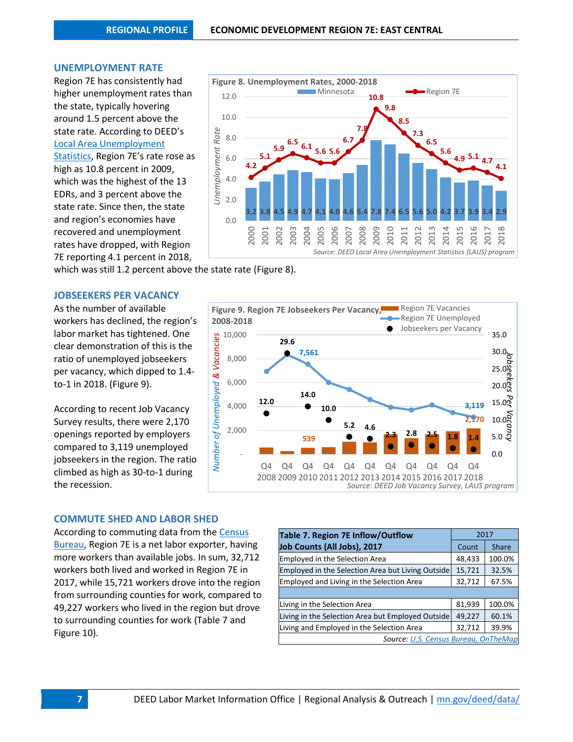## UNEMPLOYMENT RATE

Region 7E has consistently had higher unemployment rates than the state, typically hovering around 1.5 percent above the state rate. According to DEED's [Local Area Unemployment Statistics](), Region 7E's rate rose as high as 10.8 percent in 2009, which was the highest of the 13 EDRs, and 3 percent above the state rate. Since then, the state and region's economies have recovered and unemployment rates have dropped, with Region 7E reporting 4.1 percent in 2018, which was still 1.2 percent above the state rate (Figure 8).

**Figure 8. Unemployment Rates, 2000-2018**

| Year | Minnesota | Region 7E |
|---|---|---|
| 2000 | 3.2 | 4.2 |
| 2001 | 3.8 | 5.1 |
| 2002 | 4.5 | 5.9 |
| 2003 | 4.9 | 6.5 |
| 2004 | 4.7 | 6.1 |
| 2005 | 4.1 | 5.6 |
| 2006 | 4.0 | 5.6 |
| 2007 | 4.6 | 6.7 |
| 2008 | 5.4 | 7.8 |
| 2009 | 7.8 | 10.8 |
| 2010 | 7.4 | 9.8 |
| 2011 | 6.5 | 8.5 |
| 2012 | 5.6 | 7.3 |
| 2013 | 5.0 | 6.5 |
| 2014 | 4.2 | 5.6 |
| 2015 | 3.7 | 4.9 |
| 2016 | 3.9 | 5.1 |
| 2017 | 3.4 | 4.7 |
| 2018 | 2.9 | 4.1 |

*Source: DEED Local Area Unemployment Statistics (LAUS) program*

## JOBSEEKERS PER VACANCY

As the number of available workers has declined, the region's labor market has tightened. One clear demonstration of this is the ratio of unemployed jobseekers per vacancy, which dipped to 1.4-to-1 in 2018. (Figure 9).

According to recent Job Vacancy Survey results, there were 2,170 openings reported by employers compared to 3,119 unemployed jobseekers in the region. The ratio climbed as high as 30-to-1 during the recession.

**Figure 9. Region 7E Jobseekers Per Vacancy, 2008-2018**

| | Q4 2008 | Q4 2009 | Q4 2010 | Q4 2011 | Q4 2012 | Q4 2013 | Q4 2014 | Q4 2015 | Q4 2016 | Q4 2017 | Q4 2018 |
|---|---|---|---|---|---|---|---|---|---|---|---|
| Jobseekers per Vacancy | 12.0 | 29.6 | 14.0 | 10.0 | 5.2 | 4.6 | 2.3 | 2.8 | 2.5 | 1.8 | 1.4 |

Labeled values: Region 7E Unemployed 7,561 (Q4 2009), 3,119 (Q4 2018); Region 7E Vacancies 539, 2,170 (Q4 2018).

*Source: DEED Job Vacancy Survey, LAUS program*

## COMMUTE SHED AND LABOR SHED

According to commuting data from the [Census Bureau](), Region 7E is a net labor exporter, having more workers than available jobs. In sum, 32,712 workers both lived and worked in Region 7E in 2017, while 15,721 workers drove into the region from surrounding counties for work, compared to 49,227 workers who lived in the region but drove to surrounding counties for work (Table 7 and Figure 10).

| Table 7. Region 7E Inflow/Outflow Job Counts (All Jobs), 2017 | 2017 | |
|---|---|---|
| | Count | Share |
| Employed in the Selection Area | 48,433 | 100.0% |
| Employed in the Selection Area but Living Outside | 15,721 | 32.5% |
| Employed and Living in the Selection Area | 32,712 | 67.5% |
| | | |
| Living in the Selection Area | 81,939 | 100.0% |
| Living in the Selection Area but Employed Outside | 49,227 | 60.1% |
| Living and Employed in the Selection Area | 32,712 | 39.9% |

*Source: [U.S. Census Bureau, OnTheMap]()*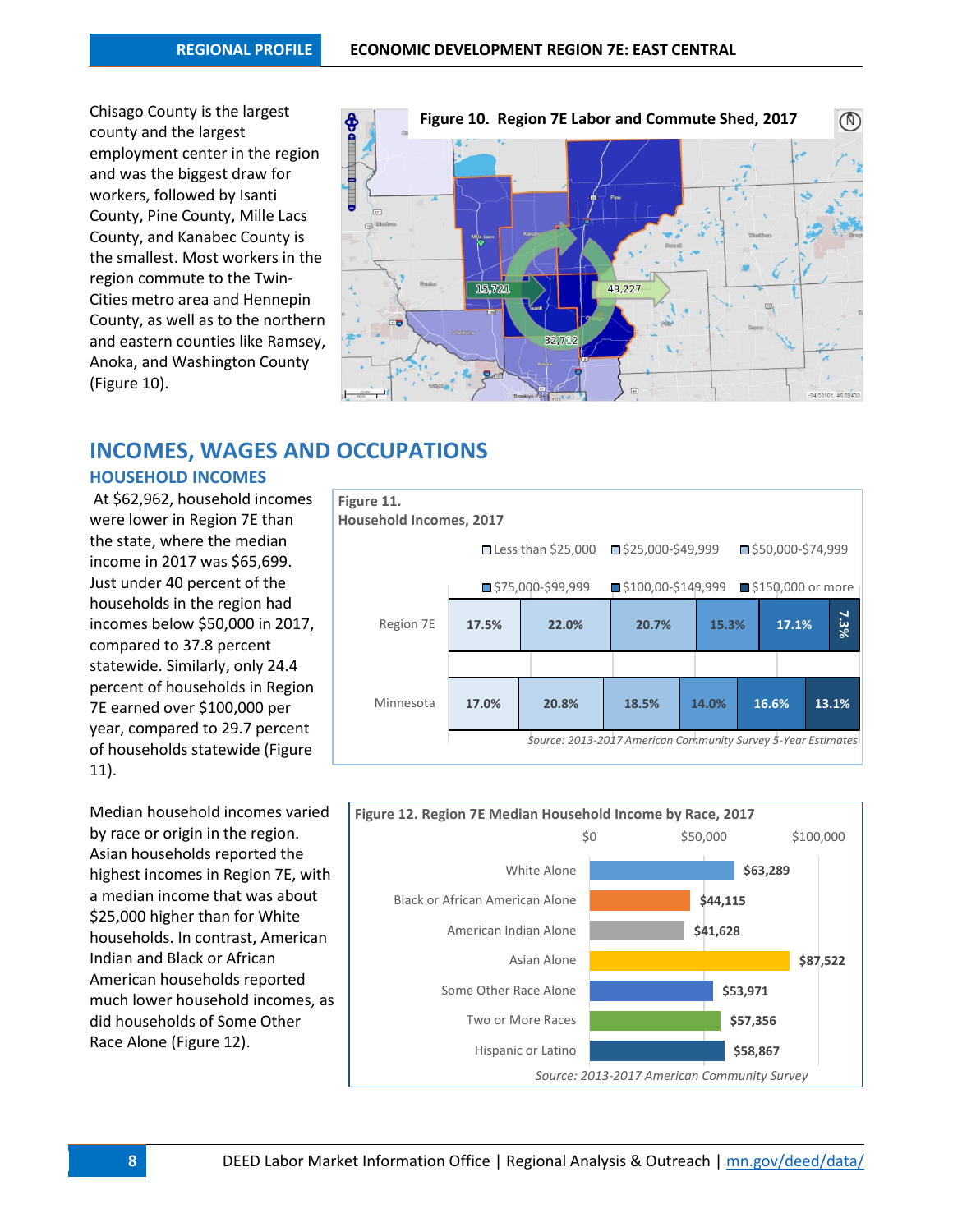Chisago County is the largest county and the largest employment center in the region and was the biggest draw for workers, followed by Isanti County, Pine County, Mille Lacs County, and Kanabec County is the smallest. Most workers in the region commute to the Twin-Cities metro area and Hennepin County, as well as to the northern and eastern counties like Ramsey, Anoka, and Washington County (Figure 10).

**Figure 10. Region 7E Labor and Commute Shed, 2017**

# INCOMES, WAGES AND OCCUPATIONS

## HOUSEHOLD INCOMES

At $62,962, household incomes were lower in Region 7E than the state, where the median income in 2017 was $65,699. Just under 40 percent of the households in the region had incomes below $50,000 in 2017, compared to 37.8 percent statewide. Similarly, only 24.4 percent of households in Region 7E earned over $100,000 per year, compared to 29.7 percent of households statewide (Figure 11).

**Figure 11. Household Incomes, 2017**

| | Less than $25,000 | $25,000-$49,999 | $50,000-$74,999 | $75,000-$99,999 | $100,00-$149,999 | $150,000 or more |
|---|---|---|---|---|---|---|
| Region 7E | 17.5% | 22.0% | 20.7% | 15.3% | 17.1% | 7.3% |
| Minnesota | 17.0% | 20.8% | 18.5% | 14.0% | 16.6% | 13.1% |

*Source: 2013-2017 American Community Survey 5-Year Estimates*

Median household incomes varied by race or origin in the region. Asian households reported the highest incomes in Region 7E, with a median income that was about $25,000 higher than for White households. In contrast, American Indian and Black or African American households reported much lower household incomes, as did households of Some Other Race Alone (Figure 12).

**Figure 12. Region 7E Median Household Income by Race, 2017**

| Race | Median Household Income |
|---|---|
| White Alone | $63,289 |
| Black or African American Alone | $44,115 |
| American Indian Alone | $41,628 |
| Asian Alone | $87,522 |
| Some Other Race Alone | $53,971 |
| Two or More Races | $57,356 |
| Hispanic or Latino | $58,867 |

*Source: 2013-2017 American Community Survey*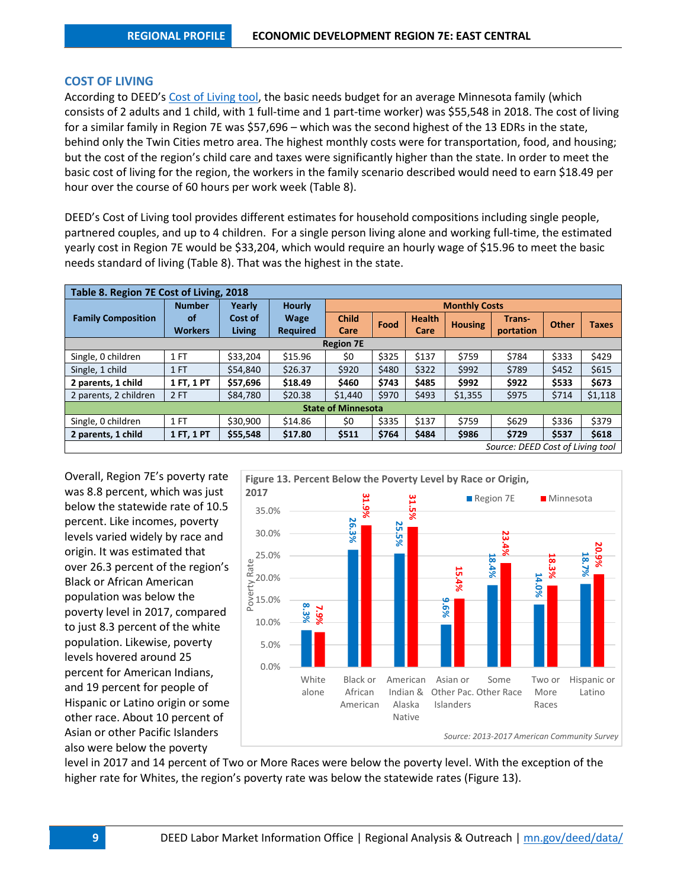## COST OF LIVING

According to DEED's Cost of Living tool, the basic needs budget for an average Minnesota family (which consists of 2 adults and 1 child, with 1 full-time and 1 part-time worker) was $55,548 in 2018. The cost of living for a similar family in Region 7E was $57,696 – which was the second highest of the 13 EDRs in the state, behind only the Twin Cities metro area. The highest monthly costs were for transportation, food, and housing; but the cost of the region's child care and taxes were significantly higher than the state. In order to meet the basic cost of living for the region, the workers in the family scenario described would need to earn $18.49 per hour over the course of 60 hours per work week (Table 8).

DEED's Cost of Living tool provides different estimates for household compositions including single people, partnered couples, and up to 4 children. For a single person living alone and working full-time, the estimated yearly cost in Region 7E would be $33,204, which would require an hourly wage of $15.96 to meet the basic needs standard of living (Table 8). That was the highest in the state.

**Table 8. Region 7E Cost of Living, 2018**

| Family Composition | Number of Workers | Yearly Cost of Living | Hourly Wage Required | Monthly Costs | | | | | | |
|---|---|---|---|---|---|---|---|---|---|---|
| | | | | Child Care | Food | Health Care | Housing | Trans-portation | Other | Taxes |
| **Region 7E** | | | | | | | | | | |
| Single, 0 children | 1 FT | $33,204 | $15.96 | $0 | $325 | $137 | $759 | $784 | $333 | $429 |
| Single, 1 child | 1 FT | $54,840 | $26.37 | $920 | $480 | $322 | $992 | $789 | $452 | $615 |
| **2 parents, 1 child** | **1 FT, 1 PT** | **$57,696** | **$18.49** | **$460** | **$743** | **$485** | **$992** | **$922** | **$533** | **$673** |
| 2 parents, 2 children | 2 FT | $84,780 | $20.38 | $1,440 | $970 | $493 | $1,355 | $975 | $714 | $1,118 |
| **State of Minnesota** | | | | | | | | | | |
| Single, 0 children | 1 FT | $30,900 | $14.86 | $0 | $335 | $137 | $759 | $629 | $336 | $379 |
| **2 parents, 1 child** | **1 FT, 1 PT** | **$55,548** | **$17.80** | **$511** | **$764** | **$484** | **$986** | **$729** | **$537** | **$618** |

*Source: DEED Cost of Living tool*

Overall, Region 7E's poverty rate was 8.8 percent, which was just below the statewide rate of 10.5 percent. Like incomes, poverty levels varied widely by race and origin. It was estimated that over 26.3 percent of the region's Black or African American population was below the poverty level in 2017, compared to just 8.3 percent of the white population. Likewise, poverty levels hovered around 25 percent for American Indians, and 19 percent for people of Hispanic or Latino origin or some other race. About 10 percent of Asian or other Pacific Islanders also were below the poverty level in 2017 and 14 percent of Two or More Races were below the poverty level. With the exception of the higher rate for Whites, the region's poverty rate was below the statewide rates (Figure 13).

**Figure 13. Percent Below the Poverty Level by Race or Origin, 2017**

| Race or Origin | Region 7E | Minnesota |
|---|---|---|
| White alone | 8.3% | 7.9% |
| Black or African American | 26.3% | 31.9% |
| American Indian & Alaska Native | 25.5% | 31.5% |
| Asian or Other Pac. Islanders | 9.6% | 15.4% |
| Some Other Race | 18.4% | 23.4% |
| Two or More Races | 14.0% | 18.3% |
| Hispanic or Latino | 18.7% | 20.9% |

*Source: 2013-2017 American Community Survey*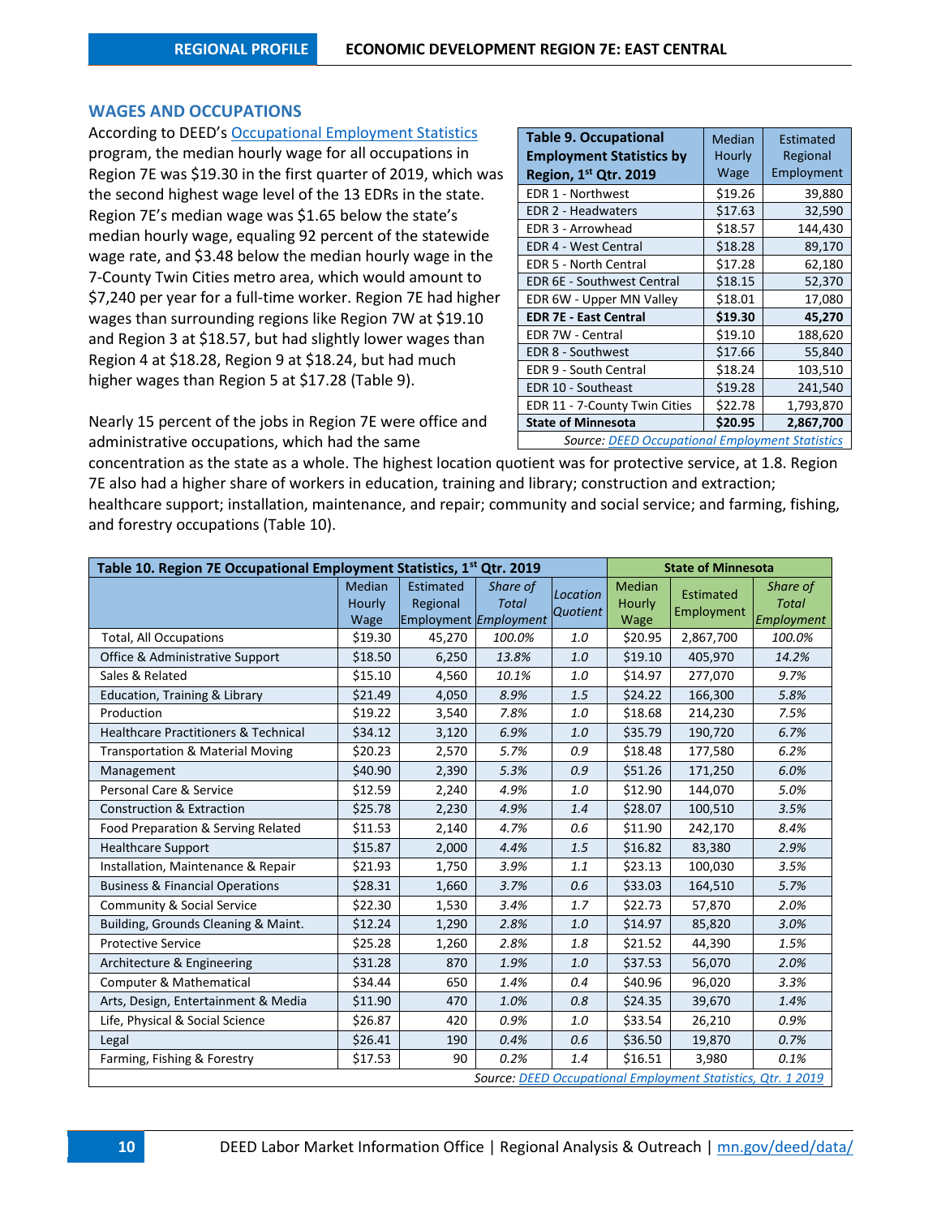## WAGES AND OCCUPATIONS

According to DEED's Occupational Employment Statistics program, the median hourly wage for all occupations in Region 7E was $19.30 in the first quarter of 2019, which was the second highest wage level of the 13 EDRs in the state. Region 7E's median wage was $1.65 below the state's median hourly wage, equaling 92 percent of the statewide wage rate, and $3.48 below the median hourly wage in the 7-County Twin Cities metro area, which would amount to $7,240 per year for a full-time worker. Region 7E had higher wages than surrounding regions like Region 7W at $19.10 and Region 3 at $18.57, but had slightly lower wages than Region 4 at $18.28, Region 9 at $18.24, but had much higher wages than Region 5 at $17.28 (Table 9).

| **Table 9. Occupational Employment Statistics by Region, 1st Qtr. 2019** | Median Hourly Wage | Estimated Regional Employment |
|---|---|---|
| EDR 1 - Northwest | $19.26 | 39,880 |
| EDR 2 - Headwaters | $17.63 | 32,590 |
| EDR 3 - Arrowhead | $18.57 | 144,430 |
| EDR 4 - West Central | $18.28 | 89,170 |
| EDR 5 - North Central | $17.28 | 62,180 |
| EDR 6E - Southwest Central | $18.15 | 52,370 |
| EDR 6W - Upper MN Valley | $18.01 | 17,080 |
| **EDR 7E - East Central** | **$19.30** | **45,270** |
| EDR 7W - Central | $19.10 | 188,620 |
| EDR 8 - Southwest | $17.66 | 55,840 |
| EDR 9 - South Central | $18.24 | 103,510 |
| EDR 10 - Southeast | $19.28 | 241,540 |
| EDR 11 - 7-County Twin Cities | $22.78 | 1,793,870 |
| **State of Minnesota** | **$20.95** | **2,867,700** |

*Source: DEED Occupational Employment Statistics*

Nearly 15 percent of the jobs in Region 7E were office and administrative occupations, which had the same concentration as the state as a whole. The highest location quotient was for protective service, at 1.8. Region 7E also had a higher share of workers in education, training and library; construction and extraction; healthcare support; installation, maintenance, and repair; community and social service; and farming, fishing, and forestry occupations (Table 10).

| **Table 10. Region 7E Occupational Employment Statistics, 1st Qtr. 2019** | | | | | **State of Minnesota** | | |
|---|---|---|---|---|---|---|---|
| | Median Hourly Wage | Estimated Regional Employment | *Share of Total Employment* | *Location Quotient* | Median Hourly Wage | Estimated Employment | *Share of Total Employment* |
| Total, All Occupations | $19.30 | 45,270 | *100.0%* | *1.0* | $20.95 | 2,867,700 | *100.0%* |
| Office & Administrative Support | $18.50 | 6,250 | *13.8%* | *1.0* | $19.10 | 405,970 | *14.2%* |
| Sales & Related | $15.10 | 4,560 | *10.1%* | *1.0* | $14.97 | 277,070 | *9.7%* |
| Education, Training & Library | $21.49 | 4,050 | *8.9%* | *1.5* | $24.22 | 166,300 | *5.8%* |
| Production | $19.22 | 3,540 | *7.8%* | *1.0* | $18.68 | 214,230 | *7.5%* |
| Healthcare Practitioners & Technical | $34.12 | 3,120 | *6.9%* | *1.0* | $35.79 | 190,720 | *6.7%* |
| Transportation & Material Moving | $20.23 | 2,570 | *5.7%* | *0.9* | $18.48 | 177,580 | *6.2%* |
| Management | $40.90 | 2,390 | *5.3%* | *0.9* | $51.26 | 171,250 | *6.0%* |
| Personal Care & Service | $12.59 | 2,240 | *4.9%* | *1.0* | $12.90 | 144,070 | *5.0%* |
| Construction & Extraction | $25.78 | 2,230 | *4.9%* | *1.4* | $28.07 | 100,510 | *3.5%* |
| Food Preparation & Serving Related | $11.53 | 2,140 | *4.7%* | *0.6* | $11.90 | 242,170 | *8.4%* |
| Healthcare Support | $15.87 | 2,000 | *4.4%* | *1.5* | $16.82 | 83,380 | *2.9%* |
| Installation, Maintenance & Repair | $21.93 | 1,750 | *3.9%* | *1.1* | $23.13 | 100,030 | *3.5%* |
| Business & Financial Operations | $28.31 | 1,660 | *3.7%* | *0.6* | $33.03 | 164,510 | *5.7%* |
| Community & Social Service | $22.30 | 1,530 | *3.4%* | *1.7* | $22.73 | 57,870 | *2.0%* |
| Building, Grounds Cleaning & Maint. | $12.24 | 1,290 | *2.8%* | *1.0* | $14.97 | 85,820 | *3.0%* |
| Protective Service | $25.28 | 1,260 | *2.8%* | *1.8* | $21.52 | 44,390 | *1.5%* |
| Architecture & Engineering | $31.28 | 870 | *1.9%* | *1.0* | $37.53 | 56,070 | *2.0%* |
| Computer & Mathematical | $34.44 | 650 | *1.4%* | *0.4* | $40.96 | 96,020 | *3.3%* |
| Arts, Design, Entertainment & Media | $11.90 | 470 | *1.0%* | *0.8* | $24.35 | 39,670 | *1.4%* |
| Life, Physical & Social Science | $26.87 | 420 | *0.9%* | *1.0* | $33.54 | 26,210 | *0.9%* |
| Legal | $26.41 | 190 | *0.4%* | *0.6* | $36.50 | 19,870 | *0.7%* |
| Farming, Fishing & Forestry | $17.53 | 90 | *0.2%* | *1.4* | $16.51 | 3,980 | *0.1%* |

*Source: DEED Occupational Employment Statistics, Qtr. 1 2019*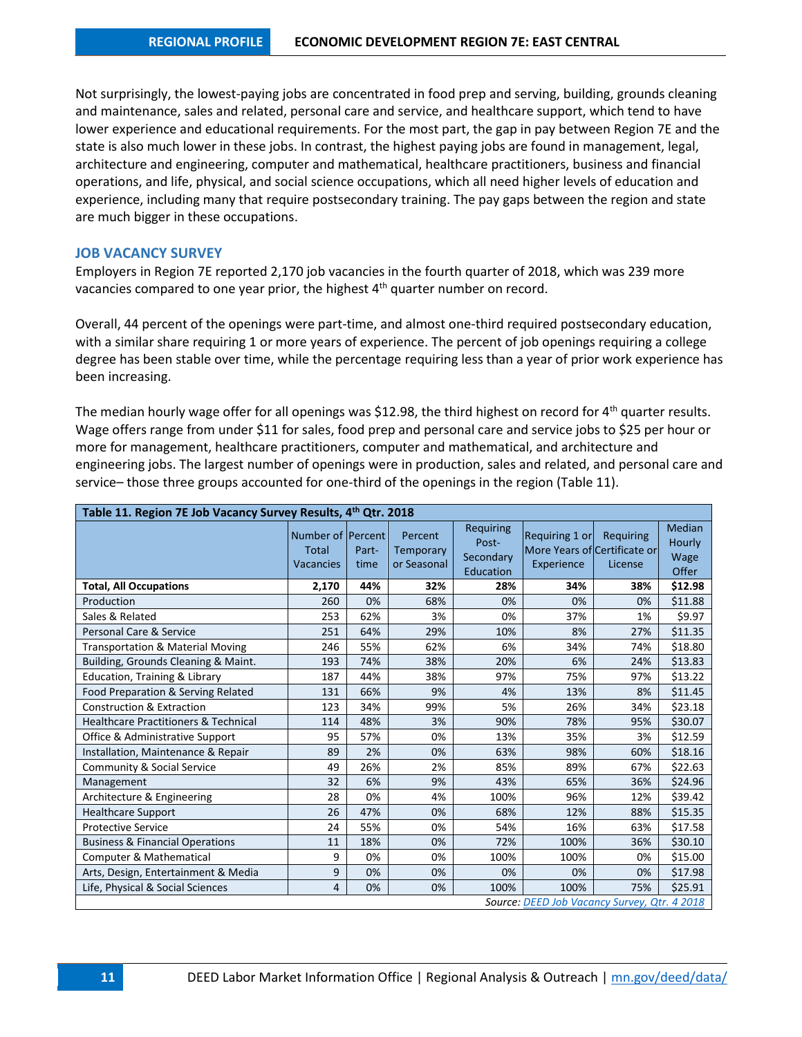Not surprisingly, the lowest-paying jobs are concentrated in food prep and serving, building, grounds cleaning and maintenance, sales and related, personal care and service, and healthcare support, which tend to have lower experience and educational requirements. For the most part, the gap in pay between Region 7E and the state is also much lower in these jobs. In contrast, the highest paying jobs are found in management, legal, architecture and engineering, computer and mathematical, healthcare practitioners, business and financial operations, and life, physical, and social science occupations, which all need higher levels of education and experience, including many that require postsecondary training. The pay gaps between the region and state are much bigger in these occupations.

## JOB VACANCY SURVEY

Employers in Region 7E reported 2,170 job vacancies in the fourth quarter of 2018, which was 239 more vacancies compared to one year prior, the highest 4th quarter number on record.

Overall, 44 percent of the openings were part-time, and almost one-third required postsecondary education, with a similar share requiring 1 or more years of experience. The percent of job openings requiring a college degree has been stable over time, while the percentage requiring less than a year of prior work experience has been increasing.

The median hourly wage offer for all openings was $12.98, the third highest on record for 4th quarter results. Wage offers range from under $11 for sales, food prep and personal care and service jobs to $25 per hour or more for management, healthcare practitioners, computer and mathematical, and architecture and engineering jobs. The largest number of openings were in production, sales and related, and personal care and service– those three groups accounted for one-third of the openings in the region (Table 11).

**Table 11. Region 7E Job Vacancy Survey Results, 4th Qtr. 2018**

| | Number of Total Vacancies | Percent Part-time | Percent Temporary or Seasonal | Requiring Post-Secondary Education | Requiring 1 or More Years of Experience | Requiring Certificate or License | Median Hourly Wage Offer |
|---|---|---|---|---|---|---|---|
| **Total, All Occupations** | **2,170** | **44%** | **32%** | **28%** | **34%** | **38%** | **$12.98** |
| Production | 260 | 0% | 68% | 0% | 0% | 0% | $11.88 |
| Sales & Related | 253 | 62% | 3% | 0% | 37% | 1% | $9.97 |
| Personal Care & Service | 251 | 64% | 29% | 10% | 8% | 27% | $11.35 |
| Transportation & Material Moving | 246 | 55% | 62% | 6% | 34% | 74% | $18.80 |
| Building, Grounds Cleaning & Maint. | 193 | 74% | 38% | 20% | 6% | 24% | $13.83 |
| Education, Training & Library | 187 | 44% | 38% | 97% | 75% | 97% | $13.22 |
| Food Preparation & Serving Related | 131 | 66% | 9% | 4% | 13% | 8% | $11.45 |
| Construction & Extraction | 123 | 34% | 99% | 5% | 26% | 34% | $23.18 |
| Healthcare Practitioners & Technical | 114 | 48% | 3% | 90% | 78% | 95% | $30.07 |
| Office & Administrative Support | 95 | 57% | 0% | 13% | 35% | 3% | $12.59 |
| Installation, Maintenance & Repair | 89 | 2% | 0% | 63% | 98% | 60% | $18.16 |
| Community & Social Service | 49 | 26% | 2% | 85% | 89% | 67% | $22.63 |
| Management | 32 | 6% | 9% | 43% | 65% | 36% | $24.96 |
| Architecture & Engineering | 28 | 0% | 4% | 100% | 96% | 12% | $39.42 |
| Healthcare Support | 26 | 47% | 0% | 68% | 12% | 88% | $15.35 |
| Protective Service | 24 | 55% | 0% | 54% | 16% | 63% | $17.58 |
| Business & Financial Operations | 11 | 18% | 0% | 72% | 100% | 36% | $30.10 |
| Computer & Mathematical | 9 | 0% | 0% | 100% | 100% | 0% | $15.00 |
| Arts, Design, Entertainment & Media | 9 | 0% | 0% | 0% | 0% | 0% | $17.98 |
| Life, Physical & Social Sciences | 4 | 0% | 0% | 100% | 100% | 75% | $25.91 |

*Source: DEED Job Vacancy Survey, Qtr. 4 2018*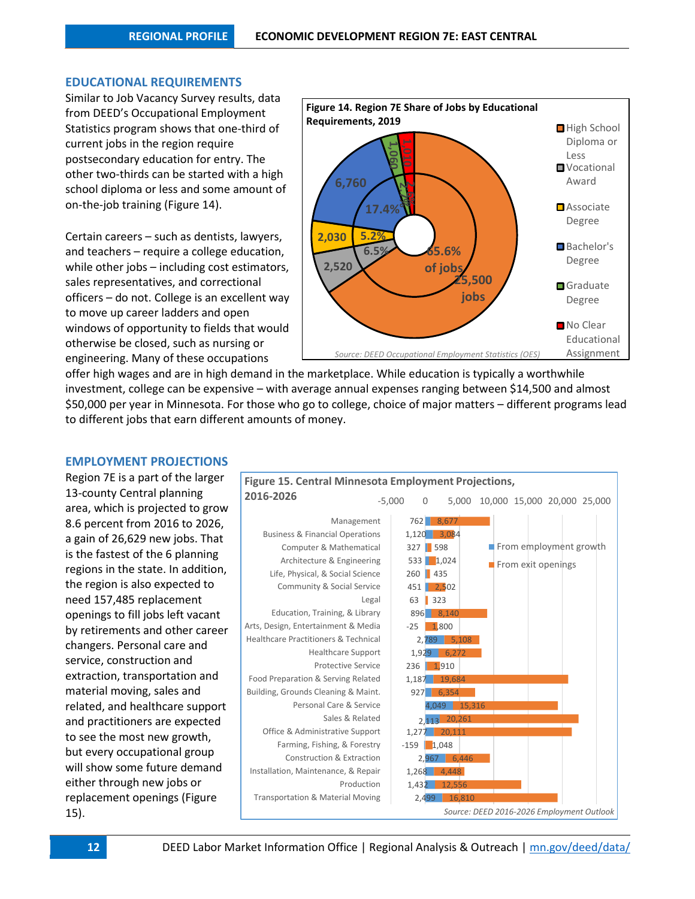## EDUCATIONAL REQUIREMENTS

Similar to Job Vacancy Survey results, data from DEED's Occupational Employment Statistics program shows that one-third of current jobs in the region require postsecondary education for entry. The other two-thirds can be started with a high school diploma or less and some amount of on-the-job training (Figure 14).

Certain careers – such as dentists, lawyers, and teachers – require a college education, while other jobs – including cost estimators, sales representatives, and correctional officers – do not. College is an excellent way to move up career ladders and open windows of opportunity to fields that would otherwise be closed, such as nursing or engineering. Many of these occupations offer high wages and are in high demand in the marketplace. While education is typically a worthwhile investment, college can be expensive – with average annual expenses ranging between $14,500 and almost $50,000 per year in Minnesota. For those who go to college, choice of major matters – different programs lead to different jobs that earn different amounts of money.

**Figure 14. Region 7E Share of Jobs by Educational Requirements, 2019**

| Educational Requirement | Jobs | Share of Jobs |
|---|---|---|
| High School Diploma or Less | 25,500 | 65.6% |
| Vocational Award | 2,520 | 6.5% |
| Associate Degree | 2,030 | 5.2% |
| Bachelor's Degree | 6,760 | 17.4% |
| Graduate Degree | 1,060 | 2.7% |
| No Clear Educational Assignment | 1,010 | 2.6% |

*Source: DEED Occupational Employment Statistics (OES)*

## EMPLOYMENT PROJECTIONS

Region 7E is a part of the larger 13-county Central planning area, which is projected to grow 8.6 percent from 2016 to 2026, a gain of 26,629 new jobs. That is the fastest of the 6 planning regions in the state. In addition, the region is also expected to need 157,485 replacement openings to fill jobs left vacant by retirements and other career changers. Personal care and service, construction and extraction, transportation and material moving, sales and related, and healthcare support and practitioners are expected to see the most new growth, but every occupational group will show some future demand either through new jobs or replacement openings (Figure 15).

**Figure 15. Central Minnesota Employment Projections, 2016-2026**

| Occupational Group | From employment growth | From exit openings |
|---|---|---|
| Management | 762 | 8,677 |
| Business & Financial Operations | 1,120 | 3,084 |
| Computer & Mathematical | 327 | 598 |
| Architecture & Engineering | 533 | 1,024 |
| Life, Physical, & Social Science | 260 | 435 |
| Community & Social Service | 451 | 2,502 |
| Legal | 63 | 323 |
| Education, Training, & Library | 896 | 8,140 |
| Arts, Design, Entertainment & Media | -25 | 1,800 |
| Healthcare Practitioners & Technical | 2,789 | 5,108 |
| Healthcare Support | 1,929 | 6,272 |
| Protective Service | 236 | 1,910 |
| Food Preparation & Serving Related | 1,187 | 19,684 |
| Building, Grounds Cleaning & Maint. | 927 | 6,354 |
| Personal Care & Service | 4,049 | 15,316 |
| Sales & Related | 2,113 | 20,261 |
| Office & Administrative Support | 1,277 | 20,111 |
| Farming, Fishing, & Forestry | -159 | 1,048 |
| Construction & Extraction | 2,967 | 6,446 |
| Installation, Maintenance, & Repair | 1,268 | 4,448 |
| Production | 1,432 | 12,556 |
| Transportation & Material Moving | 2,499 | 16,810 |

*Source: DEED 2016-2026 Employment Outlook*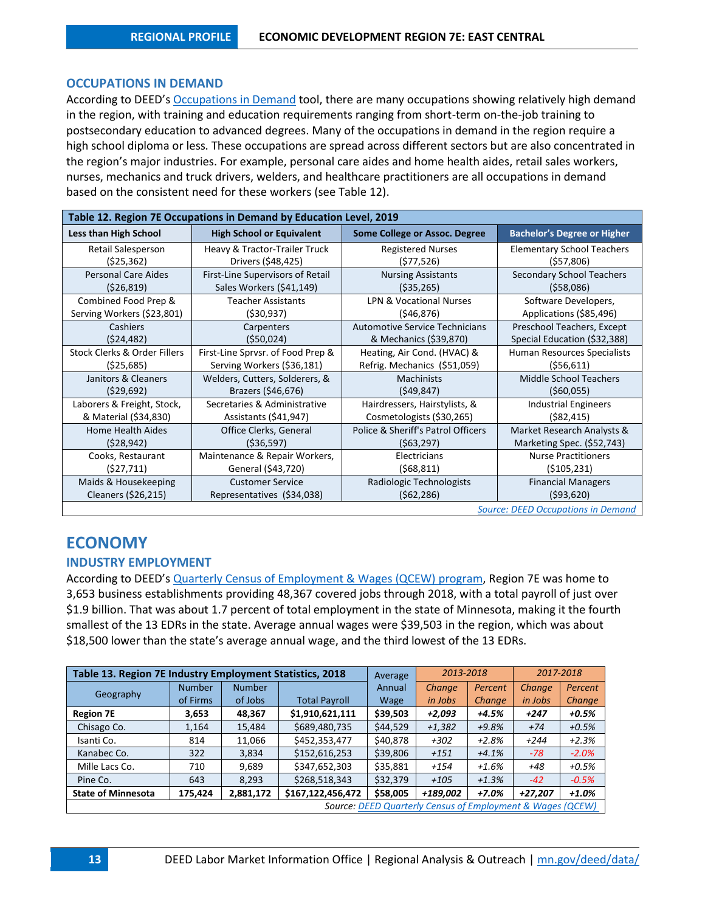## OCCUPATIONS IN DEMAND

According to DEED's Occupations in Demand tool, there are many occupations showing relatively high demand in the region, with training and education requirements ranging from short-term on-the-job training to postsecondary education to advanced degrees. Many of the occupations in demand in the region require a high school diploma or less. These occupations are spread across different sectors but are also concentrated in the region's major industries. For example, personal care aides and home health aides, retail sales workers, nurses, mechanics and truck drivers, welders, and healthcare practitioners are all occupations in demand based on the consistent need for these workers (see Table 12).

| Table 12. Region 7E Occupations in Demand by Education Level, 2019 | | | |
|---|---|---|---|
| **Less than High School** | **High School or Equivalent** | **Some College or Assoc. Degree** | **Bachelor's Degree or Higher** |
| Retail Salesperson ($25,362) | Heavy & Tractor-Trailer Truck Drivers ($48,425) | Registered Nurses ($77,526) | Elementary School Teachers ($57,806) |
| Personal Care Aides ($26,819) | First-Line Supervisors of Retail Sales Workers ($41,149) | Nursing Assistants ($35,265) | Secondary School Teachers ($58,086) |
| Combined Food Prep & Serving Workers ($23,801) | Teacher Assistants ($30,937) | LPN & Vocational Nurses ($46,876) | Software Developers, Applications ($85,496) |
| Cashiers ($24,482) | Carpenters ($50,024) | Automotive Service Technicians & Mechanics ($39,870) | Preschool Teachers, Except Special Education ($32,388) |
| Stock Clerks & Order Fillers ($25,685) | First-Line Sprvsr. of Food Prep & Serving Workers ($36,181) | Heating, Air Cond. (HVAC) & Refrig. Mechanics ($51,059) | Human Resources Specialists ($56,611) |
| Janitors & Cleaners ($29,692) | Welders, Cutters, Solderers, & Brazers ($46,676) | Machinists ($49,847) | Middle School Teachers ($60,055) |
| Laborers & Freight, Stock, & Material ($34,830) | Secretaries & Administrative Assistants ($41,947) | Hairdressers, Hairstylists, & Cosmetologists ($30,265) | Industrial Engineers ($82,415) |
| Home Health Aides ($28,942) | Office Clerks, General ($36,597) | Police & Sheriff's Patrol Officers ($63,297) | Market Research Analysts & Marketing Spec. ($52,743) |
| Cooks, Restaurant ($27,711) | Maintenance & Repair Workers, General ($43,720) | Electricians ($68,811) | Nurse Practitioners ($105,231) |
| Maids & Housekeeping Cleaners ($26,215) | Customer Service Representatives ($34,038) | Radiologic Technologists ($62,286) | Financial Managers ($93,620) |
| | | | *Source: DEED Occupations in Demand* |

# ECONOMY

## INDUSTRY EMPLOYMENT

According to DEED's Quarterly Census of Employment & Wages (QCEW) program, Region 7E was home to 3,653 business establishments providing 48,367 covered jobs through 2018, with a total payroll of just over $1.9 billion. That was about 1.7 percent of total employment in the state of Minnesota, making it the fourth smallest of the 13 EDRs in the state. Average annual wages were $39,503 in the region, which was about $18,500 lower than the state's average annual wage, and the third lowest of the 13 EDRs.

| Table 13. Region 7E Industry Employment Statistics, 2018 | | | | Average Annual Wage | *2013-2018* | | *2017-2018* | |
|---|---|---|---|---|---|---|---|---|
| Geography | Number of Firms | Number of Jobs | Total Payroll | | *Change in Jobs* | *Percent Change* | *Change in Jobs* | *Percent Change* |
| **Region 7E** | **3,653** | **48,367** | **$1,910,621,111** | **$39,503** | ***+2,093*** | ***+4.5%*** | ***+247*** | ***+0.5%*** |
| Chisago Co. | 1,164 | 15,484 | $689,480,735 | $44,529 | *+1,382* | *+9.8%* | *+74* | *+0.5%* |
| Isanti Co. | 814 | 11,066 | $452,353,477 | $40,878 | *+302* | *+2.8%* | *+244* | *+2.3%* |
| Kanabec Co. | 322 | 3,834 | $152,616,253 | $39,806 | *+151* | *+4.1%* | *-78* | *-2.0%* |
| Mille Lacs Co. | 710 | 9,689 | $347,652,303 | $35,881 | *+154* | *+1.6%* | *+48* | *+0.5%* |
| Pine Co. | 643 | 8,293 | $268,518,343 | $32,379 | *+105* | *+1.3%* | *-42* | *-0.5%* |
| **State of Minnesota** | **175,424** | **2,881,172** | **$167,122,456,472** | **$58,005** | ***+189,002*** | ***+7.0%*** | ***+27,207*** | ***+1.0%*** |
| | | | | | | | | *Source: DEED Quarterly Census of Employment & Wages (QCEW)* |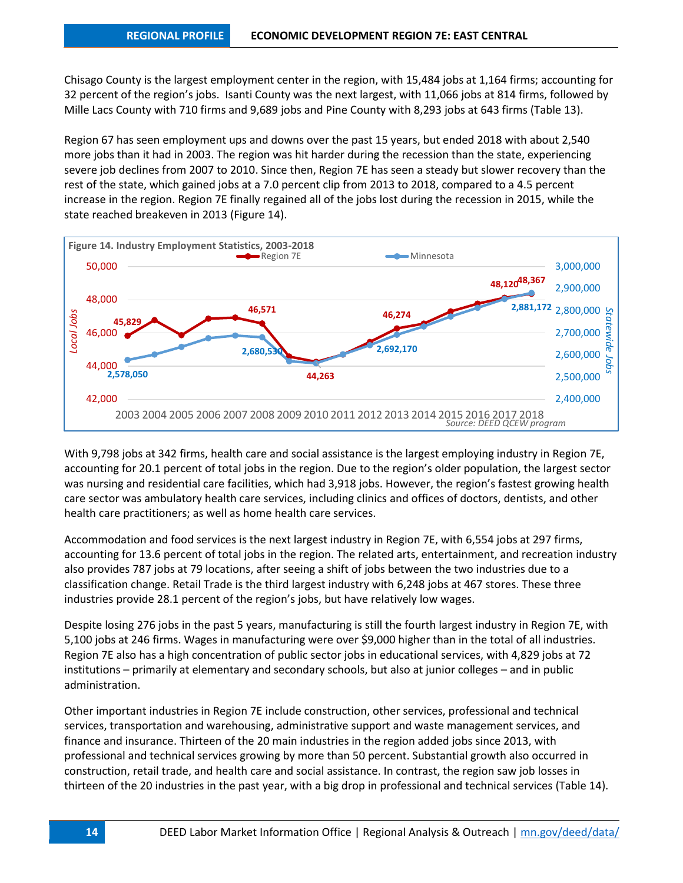Chisago County is the largest employment center in the region, with 15,484 jobs at 1,164 firms; accounting for 32 percent of the region's jobs. Isanti County was the next largest, with 11,066 jobs at 814 firms, followed by Mille Lacs County with 710 firms and 9,689 jobs and Pine County with 8,293 jobs at 643 firms (Table 13).

Region 67 has seen employment ups and downs over the past 15 years, but ended 2018 with about 2,540 more jobs than it had in 2003. The region was hit harder during the recession than the state, experiencing severe job declines from 2007 to 2010. Since then, Region 7E has seen a steady but slower recovery than the rest of the state, which gained jobs at a 7.0 percent clip from 2013 to 2018, compared to a 4.5 percent increase in the region. Region 7E finally regained all of the jobs lost during the recession in 2015, while the state reached breakeven in 2013 (Figure 14).

**Figure 14. Industry Employment Statistics, 2003-2018**

Source: DEED QCEW program

With 9,798 jobs at 342 firms, health care and social assistance is the largest employing industry in Region 7E, accounting for 20.1 percent of total jobs in the region. Due to the region's older population, the largest sector was nursing and residential care facilities, which had 3,918 jobs. However, the region's fastest growing health care sector was ambulatory health care services, including clinics and offices of doctors, dentists, and other health care practitioners; as well as home health care services.

Accommodation and food services is the next largest industry in Region 7E, with 6,554 jobs at 297 firms, accounting for 13.6 percent of total jobs in the region. The related arts, entertainment, and recreation industry also provides 787 jobs at 79 locations, after seeing a shift of jobs between the two industries due to a classification change. Retail Trade is the third largest industry with 6,248 jobs at 467 stores. These three industries provide 28.1 percent of the region's jobs, but have relatively low wages.

Despite losing 276 jobs in the past 5 years, manufacturing is still the fourth largest industry in Region 7E, with 5,100 jobs at 246 firms. Wages in manufacturing were over $9,000 higher than in the total of all industries. Region 7E also has a high concentration of public sector jobs in educational services, with 4,829 jobs at 72 institutions – primarily at elementary and secondary schools, but also at junior colleges – and in public administration.

Other important industries in Region 7E include construction, other services, professional and technical services, transportation and warehousing, administrative support and waste management services, and finance and insurance. Thirteen of the 20 main industries in the region added jobs since 2013, with professional and technical services growing by more than 50 percent. Substantial growth also occurred in construction, retail trade, and health care and social assistance. In contrast, the region saw job losses in thirteen of the 20 industries in the past year, with a big drop in professional and technical services (Table 14).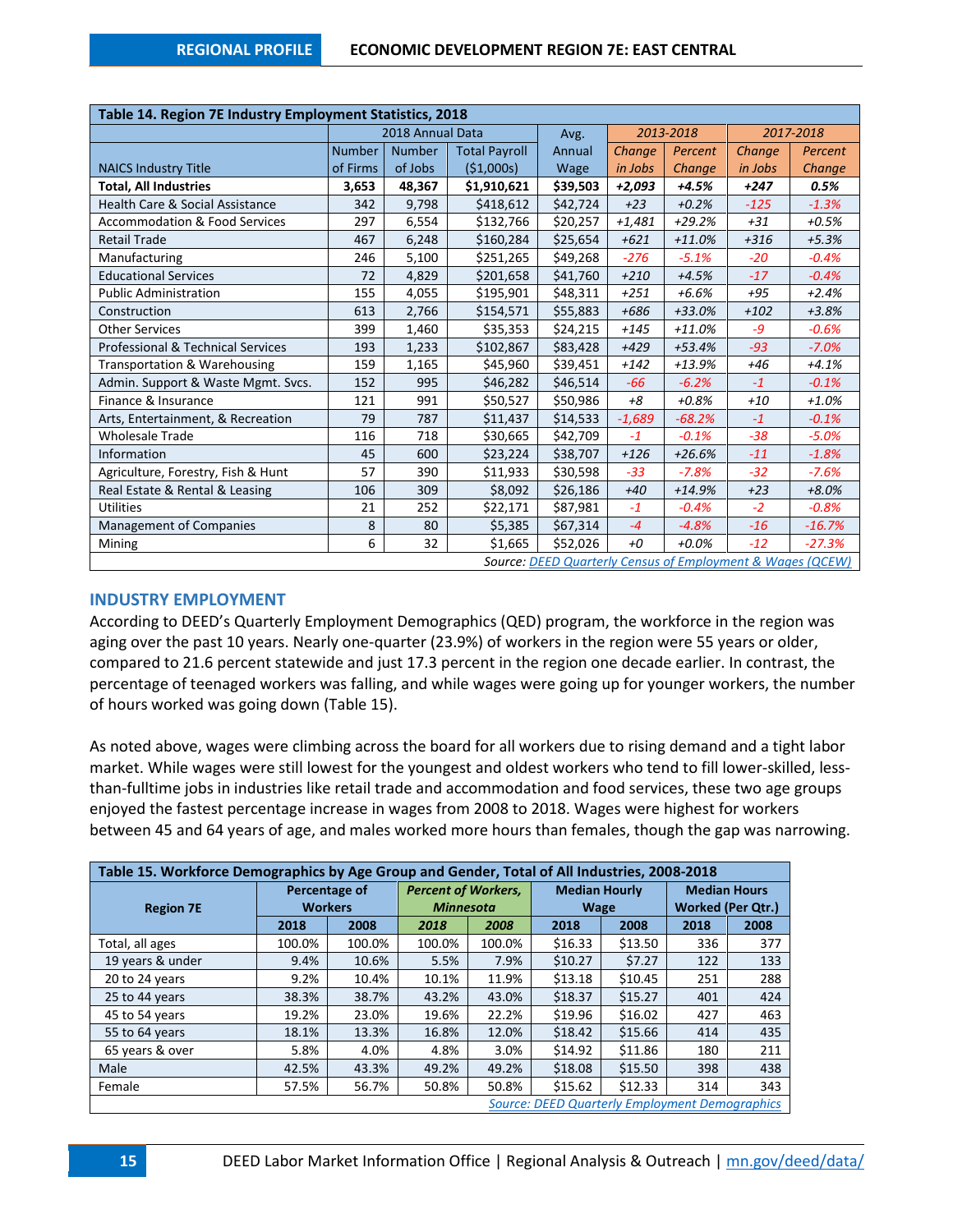| Table 14. Region 7E Industry Employment Statistics, 2018 | | | | | | | | |
|---|---|---|---|---|---|---|---|---|
| | 2018 Annual Data | | | Avg. | 2013-2018 | | 2017-2018 | |
| NAICS Industry Title | Number of Firms | Number of Jobs | Total Payroll ($1,000s) | Annual Wage | Change in Jobs | Percent Change | Change in Jobs | Percent Change |
| **Total, All Industries** | **3,653** | **48,367** | **$1,910,621** | **$39,503** | ***+2,093*** | ***+4.5%*** | ***+247*** | ***0.5%*** |
| Health Care & Social Assistance | 342 | 9,798 | $418,612 | $42,724 | *+23* | *+0.2%* | *-125* | *-1.3%* |
| Accommodation & Food Services | 297 | 6,554 | $132,766 | $20,257 | *+1,481* | *+29.2%* | *+31* | *+0.5%* |
| Retail Trade | 467 | 6,248 | $160,284 | $25,654 | *+621* | *+11.0%* | *+316* | *+5.3%* |
| Manufacturing | 246 | 5,100 | $251,265 | $49,268 | *-276* | *-5.1%* | *-20* | *-0.4%* |
| Educational Services | 72 | 4,829 | $201,658 | $41,760 | *+210* | *+4.5%* | *-17* | *-0.4%* |
| Public Administration | 155 | 4,055 | $195,901 | $48,311 | *+251* | *+6.6%* | *+95* | *+2.4%* |
| Construction | 613 | 2,766 | $154,571 | $55,883 | *+686* | *+33.0%* | *+102* | *+3.8%* |
| Other Services | 399 | 1,460 | $35,353 | $24,215 | *+145* | *+11.0%* | *-9* | *-0.6%* |
| Professional & Technical Services | 193 | 1,233 | $102,867 | $83,428 | *+429* | *+53.4%* | *-93* | *-7.0%* |
| Transportation & Warehousing | 159 | 1,165 | $45,960 | $39,451 | *+142* | *+13.9%* | *+46* | *+4.1%* |
| Admin. Support & Waste Mgmt. Svcs. | 152 | 995 | $46,282 | $46,514 | *-66* | *-6.2%* | *-1* | *-0.1%* |
| Finance & Insurance | 121 | 991 | $50,527 | $50,986 | *+8* | *+0.8%* | *+10* | *+1.0%* |
| Arts, Entertainment, & Recreation | 79 | 787 | $11,437 | $14,533 | *-1,689* | *-68.2%* | *-1* | *-0.1%* |
| Wholesale Trade | 116 | 718 | $30,665 | $42,709 | *-1* | *-0.1%* | *-38* | *-5.0%* |
| Information | 45 | 600 | $23,224 | $38,707 | *+126* | *+26.6%* | *-11* | *-1.8%* |
| Agriculture, Forestry, Fish & Hunt | 57 | 390 | $11,933 | $30,598 | *-33* | *-7.8%* | *-32* | *-7.6%* |
| Real Estate & Rental & Leasing | 106 | 309 | $8,092 | $26,186 | *+40* | *+14.9%* | *+23* | *+8.0%* |
| Utilities | 21 | 252 | $22,171 | $87,981 | *-1* | *-0.4%* | *-2* | *-0.8%* |
| Management of Companies | 8 | 80 | $5,385 | $67,314 | *-4* | *-4.8%* | *-16* | *-16.7%* |
| Mining | 6 | 32 | $1,665 | $52,026 | *+0* | *+0.0%* | *-12* | *-27.3%* |

*Source: DEED Quarterly Census of Employment & Wages (QCEW)*

## INDUSTRY EMPLOYMENT

According to DEED's Quarterly Employment Demographics (QED) program, the workforce in the region was aging over the past 10 years. Nearly one-quarter (23.9%) of workers in the region were 55 years or older, compared to 21.6 percent statewide and just 17.3 percent in the region one decade earlier. In contrast, the percentage of teenaged workers was falling, and while wages were going up for younger workers, the number of hours worked was going down (Table 15).

As noted above, wages were climbing across the board for all workers due to rising demand and a tight labor market. While wages were still lowest for the youngest and oldest workers who tend to fill lower-skilled, less-than-fulltime jobs in industries like retail trade and accommodation and food services, these two age groups enjoyed the fastest percentage increase in wages from 2008 to 2018. Wages were highest for workers between 45 and 64 years of age, and males worked more hours than females, though the gap was narrowing.

| Table 15. Workforce Demographics by Age Group and Gender, Total of All Industries, 2008-2018 | | | | | | | | |
|---|---|---|---|---|---|---|---|---|
| Region 7E | Percentage of Workers | | *Percent of Workers, Minnesota* | | Median Hourly Wage | | Median Hours Worked (Per Qtr.) | |
| | 2018 | 2008 | *2018* | *2008* | 2018 | 2008 | 2018 | 2008 |
| Total, all ages | 100.0% | 100.0% | 100.0% | 100.0% | $16.33 | $13.50 | 336 | 377 |
| 19 years & under | 9.4% | 10.6% | 5.5% | 7.9% | $10.27 | $7.27 | 122 | 133 |
| 20 to 24 years | 9.2% | 10.4% | 10.1% | 11.9% | $13.18 | $10.45 | 251 | 288 |
| 25 to 44 years | 38.3% | 38.7% | 43.2% | 43.0% | $18.37 | $15.27 | 401 | 424 |
| 45 to 54 years | 19.2% | 23.0% | 19.6% | 22.2% | $19.96 | $16.02 | 427 | 463 |
| 55 to 64 years | 18.1% | 13.3% | 16.8% | 12.0% | $18.42 | $15.66 | 414 | 435 |
| 65 years & over | 5.8% | 4.0% | 4.8% | 3.0% | $14.92 | $11.86 | 180 | 211 |
| Male | 42.5% | 43.3% | 49.2% | 49.2% | $18.08 | $15.50 | 398 | 438 |
| Female | 57.5% | 56.7% | 50.8% | 50.8% | $15.62 | $12.33 | 314 | 343 |

*Source: DEED Quarterly Employment Demographics*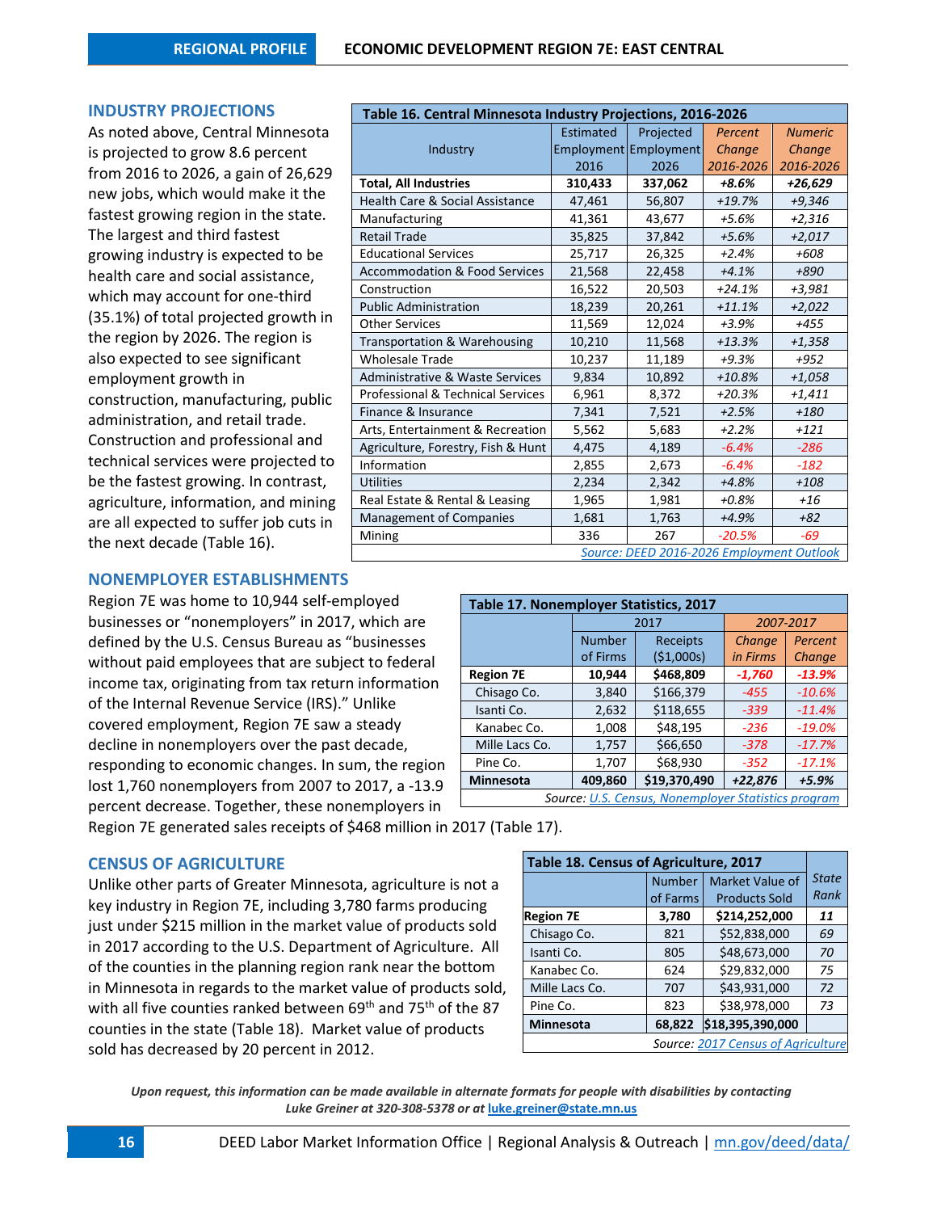## INDUSTRY PROJECTIONS

As noted above, Central Minnesota is projected to grow 8.6 percent from 2016 to 2026, a gain of 26,629 new jobs, which would make it the fastest growing region in the state. The largest and third fastest growing industry is expected to be health care and social assistance, which may account for one-third (35.1%) of total projected growth in the region by 2026. The region is also expected to see significant employment growth in construction, manufacturing, public administration, and retail trade. Construction and professional and technical services were projected to be the fastest growing. In contrast, agriculture, information, and mining are all expected to suffer job cuts in the next decade (Table 16).

| Table 16. Central Minnesota Industry Projections, 2016-2026 | | | | |
|---|---|---|---|---|
| Industry | Estimated Employment 2016 | Projected Employment 2026 | *Percent Change 2016-2026* | *Numeric Change 2016-2026* |
| **Total, All Industries** | **310,433** | **337,062** | ***+8.6%*** | ***+26,629*** |
| Health Care & Social Assistance | 47,461 | 56,807 | *+19.7%* | *+9,346* |
| Manufacturing | 41,361 | 43,677 | *+5.6%* | *+2,316* |
| Retail Trade | 35,825 | 37,842 | *+5.6%* | *+2,017* |
| Educational Services | 25,717 | 26,325 | *+2.4%* | *+608* |
| Accommodation & Food Services | 21,568 | 22,458 | *+4.1%* | *+890* |
| Construction | 16,522 | 20,503 | *+24.1%* | *+3,981* |
| Public Administration | 18,239 | 20,261 | *+11.1%* | *+2,022* |
| Other Services | 11,569 | 12,024 | *+3.9%* | *+455* |
| Transportation & Warehousing | 10,210 | 11,568 | *+13.3%* | *+1,358* |
| Wholesale Trade | 10,237 | 11,189 | *+9.3%* | *+952* |
| Administrative & Waste Services | 9,834 | 10,892 | *+10.8%* | *+1,058* |
| Professional & Technical Services | 6,961 | 8,372 | *+20.3%* | *+1,411* |
| Finance & Insurance | 7,341 | 7,521 | *+2.5%* | *+180* |
| Arts, Entertainment & Recreation | 5,562 | 5,683 | *+2.2%* | *+121* |
| Agriculture, Forestry, Fish & Hunt | 4,475 | 4,189 | *-6.4%* | *-286* |
| Information | 2,855 | 2,673 | *-6.4%* | *-182* |
| Utilities | 2,234 | 2,342 | *+4.8%* | *+108* |
| Real Estate & Rental & Leasing | 1,965 | 1,981 | *+0.8%* | *+16* |
| Management of Companies | 1,681 | 1,763 | *+4.9%* | *+82* |
| Mining | 336 | 267 | *-20.5%* | *-69* |

*Source: DEED 2016-2026 Employment Outlook*

## NONEMPLOYER ESTABLISHMENTS

Region 7E was home to 10,944 self-employed businesses or "nonemployers" in 2017, which are defined by the U.S. Census Bureau as "businesses without paid employees that are subject to federal income tax, originating from tax return information of the Internal Revenue Service (IRS)." Unlike covered employment, Region 7E saw a steady decline in nonemployers over the past decade, responding to economic changes. In sum, the region lost 1,760 nonemployers from 2007 to 2017, a -13.9 percent decrease. Together, these nonemployers in Region 7E generated sales receipts of $468 million in 2017 (Table 17).

| Table 17. Nonemployer Statistics, 2017 | | | | |
|---|---|---|---|---|
| | 2017 | | *2007-2017* | |
| | Number of Firms | Receipts ($1,000s) | *Change in Firms* | *Percent Change* |
| **Region 7E** | **10,944** | **$468,809** | ***-1,760*** | ***-13.9%*** |
| Chisago Co. | 3,840 | $166,379 | *-455* | *-10.6%* |
| Isanti Co. | 2,632 | $118,655 | *-339* | *-11.4%* |
| Kanabec Co. | 1,008 | $48,195 | *-236* | *-19.0%* |
| Mille Lacs Co. | 1,757 | $66,650 | *-378* | *-17.7%* |
| Pine Co. | 1,707 | $68,930 | *-352* | *-17.1%* |
| **Minnesota** | **409,860** | **$19,370,490** | ***+22,876*** | ***+5.9%*** |

*Source: U.S. Census, Nonemployer Statistics program*

## CENSUS OF AGRICULTURE

Unlike other parts of Greater Minnesota, agriculture is not a key industry in Region 7E, including 3,780 farms producing just under $215 million in the market value of products sold in 2017 according to the U.S. Department of Agriculture. All of the counties in the planning region rank near the bottom in Minnesota in regards to the market value of products sold, with all five counties ranked between 69th and 75th of the 87 counties in the state (Table 18). Market value of products sold has decreased by 20 percent in 2012.

| Table 18. Census of Agriculture, 2017 | | | |
|---|---|---|---|
| | Number of Farms | Market Value of Products Sold | *State Rank* |
| **Region 7E** | **3,780** | **$214,252,000** | ***11*** |
| Chisago Co. | 821 | $52,838,000 | *69* |
| Isanti Co. | 805 | $48,673,000 | *70* |
| Kanabec Co. | 624 | $29,832,000 | *75* |
| Mille Lacs Co. | 707 | $43,931,000 | *72* |
| Pine Co. | 823 | $38,978,000 | *73* |
| **Minnesota** | **68,822** | **$18,395,390,000** | |

*Source: 2017 Census of Agriculture*

***Upon request, this information can be made available in alternate formats for people with disabilities by contacting Luke Greiner at 320-308-5378 or at luke.greiner@state.mn.us***